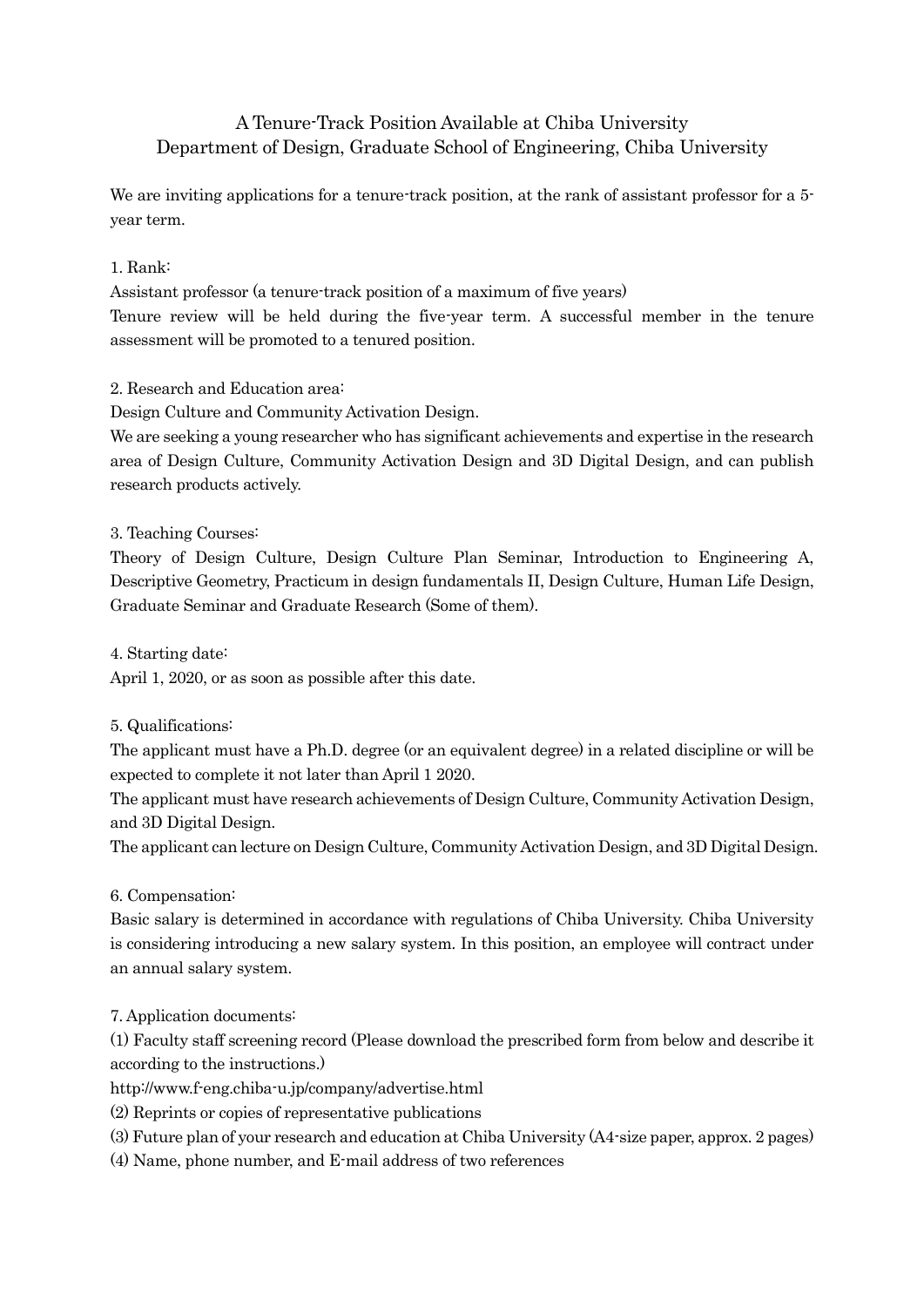# A Tenure-Track Position Available at Chiba University
## Department of Design, Graduate School of Engineering, Chiba University

We are inviting applications for a tenure-track position, at the rank of assistant professor for a 5-year term.

1. Rank:

Assistant professor (a tenure-track position of a maximum of five years)

Tenure review will be held during the five-year term. A successful member in the tenure assessment will be promoted to a tenured position.

2. Research and Education area:

Design Culture and Community Activation Design.

We are seeking a young researcher who has significant achievements and expertise in the research area of Design Culture, Community Activation Design and 3D Digital Design, and can publish research products actively.

3. Teaching Courses:

Theory of Design Culture, Design Culture Plan Seminar, Introduction to Engineering A, Descriptive Geometry, Practicum in design fundamentals II, Design Culture, Human Life Design, Graduate Seminar and Graduate Research (Some of them).

4. Starting date:

April 1, 2020, or as soon as possible after this date.

5. Qualifications:

The applicant must have a Ph.D. degree (or an equivalent degree) in a related discipline or will be expected to complete it not later than April 1 2020.

The applicant must have research achievements of Design Culture, Community Activation Design, and 3D Digital Design.

The applicant can lecture on Design Culture, Community Activation Design, and 3D Digital Design.

6. Compensation:

Basic salary is determined in accordance with regulations of Chiba University. Chiba University is considering introducing a new salary system. In this position, an employee will contract under an annual salary system.

7. Application documents:

(1) Faculty staff screening record (Please download the prescribed form from below and describe it according to the instructions.)

http://www.f-eng.chiba-u.jp/company/advertise.html

(2) Reprints or copies of representative publications

(3) Future plan of your research and education at Chiba University (A4-size paper, approx. 2 pages)

(4) Name, phone number, and E-mail address of two references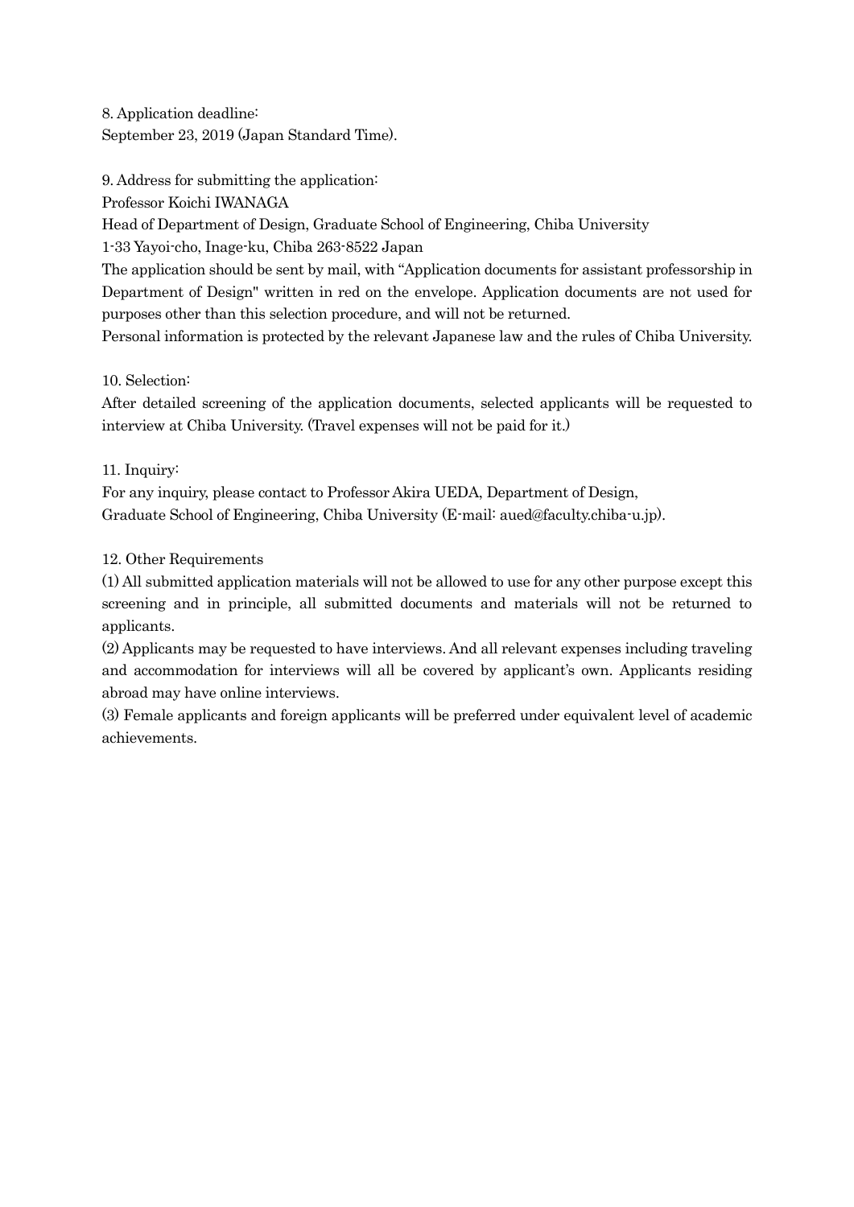8. Application deadline:
September 23, 2019 (Japan Standard Time).

9. Address for submitting the application:
Professor Koichi IWANAGA
Head of Department of Design, Graduate School of Engineering, Chiba University
1-33 Yayoi-cho, Inage-ku, Chiba 263-8522 Japan
The application should be sent by mail, with "Application documents for assistant professorship in Department of Design" written in red on the envelope. Application documents are not used for purposes other than this selection procedure, and will not be returned.
Personal information is protected by the relevant Japanese law and the rules of Chiba University.

10. Selection:
After detailed screening of the application documents, selected applicants will be requested to interview at Chiba University. (Travel expenses will not be paid for it.)

11. Inquiry:
For any inquiry, please contact to Professor Akira UEDA, Department of Design,
Graduate School of Engineering, Chiba University (E-mail: aued@faculty.chiba-u.jp).

12. Other Requirements
(1) All submitted application materials will not be allowed to use for any other purpose except this screening and in principle, all submitted documents and materials will not be returned to applicants.
(2) Applicants may be requested to have interviews. And all relevant expenses including traveling and accommodation for interviews will all be covered by applicant's own. Applicants residing abroad may have online interviews.
(3) Female applicants and foreign applicants will be preferred under equivalent level of academic achievements.